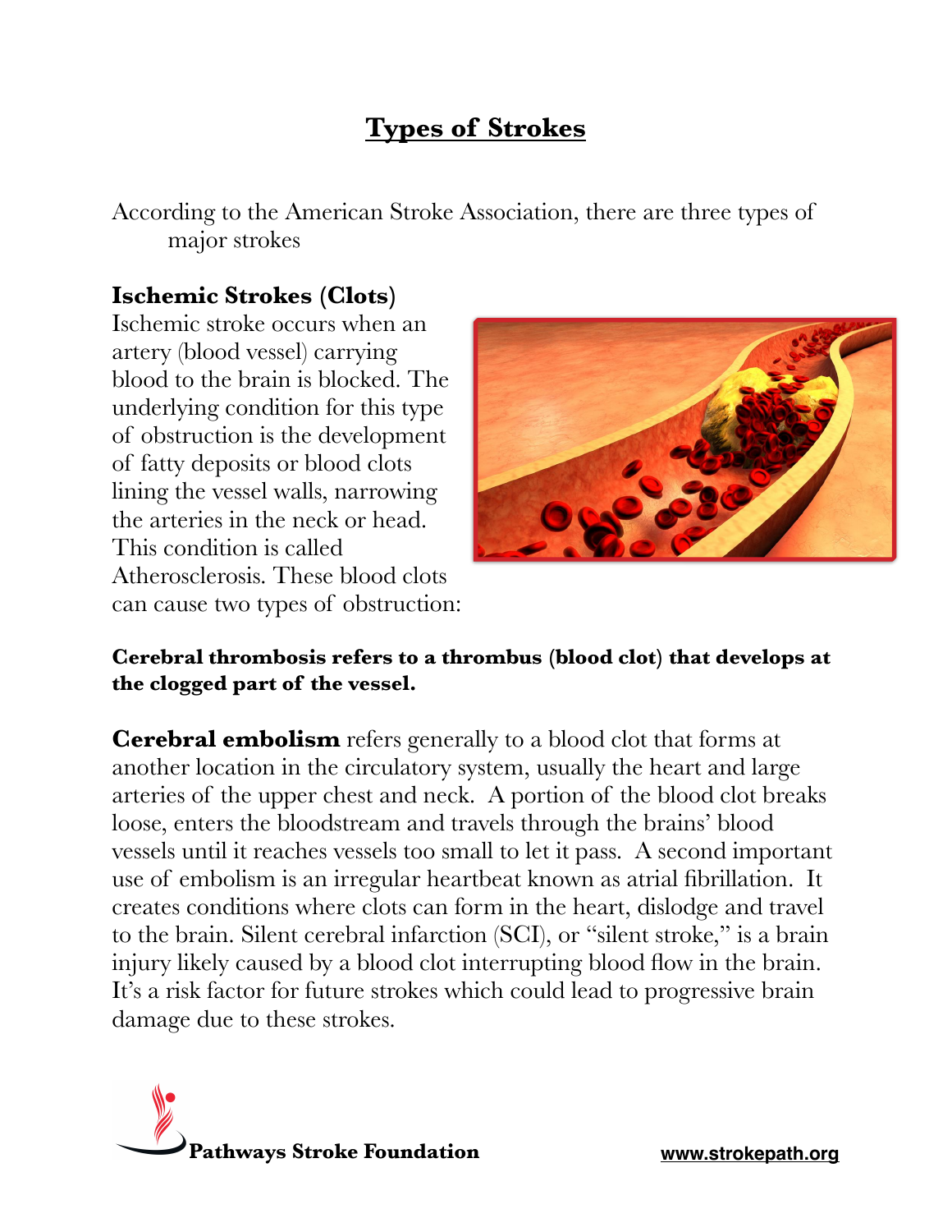# Types of Strokes

According to the American Stroke Association, there are three types of major strokes

**Ischemic Strokes (Clots)**
Ischemic stroke occurs when an artery (blood vessel) carrying blood to the brain is blocked. The underlying condition for this type of obstruction is the development of fatty deposits or blood clots lining the vessel walls, narrowing the arteries in the neck or head. This condition is called Atherosclerosis. These blood clots can cause two types of obstruction:

**Cerebral thrombosis refers to a thrombus (blood clot) that develops at the clogged part of the vessel.**

**Cerebral embolism** refers generally to a blood clot that forms at another location in the circulatory system, usually the heart and large arteries of the upper chest and neck. A portion of the blood clot breaks loose, enters the bloodstream and travels through the brains' blood vessels until it reaches vessels too small to let it pass. A second important use of embolism is an irregular heartbeat known as atrial fibrillation. It creates conditions where clots can form in the heart, dislodge and travel to the brain. Silent cerebral infarction (SCI), or "silent stroke," is a brain injury likely caused by a blood clot interrupting blood flow in the brain. It's a risk factor for future strokes which could lead to progressive brain damage due to these strokes.

**Pathways Stroke Foundation** www.strokepath.org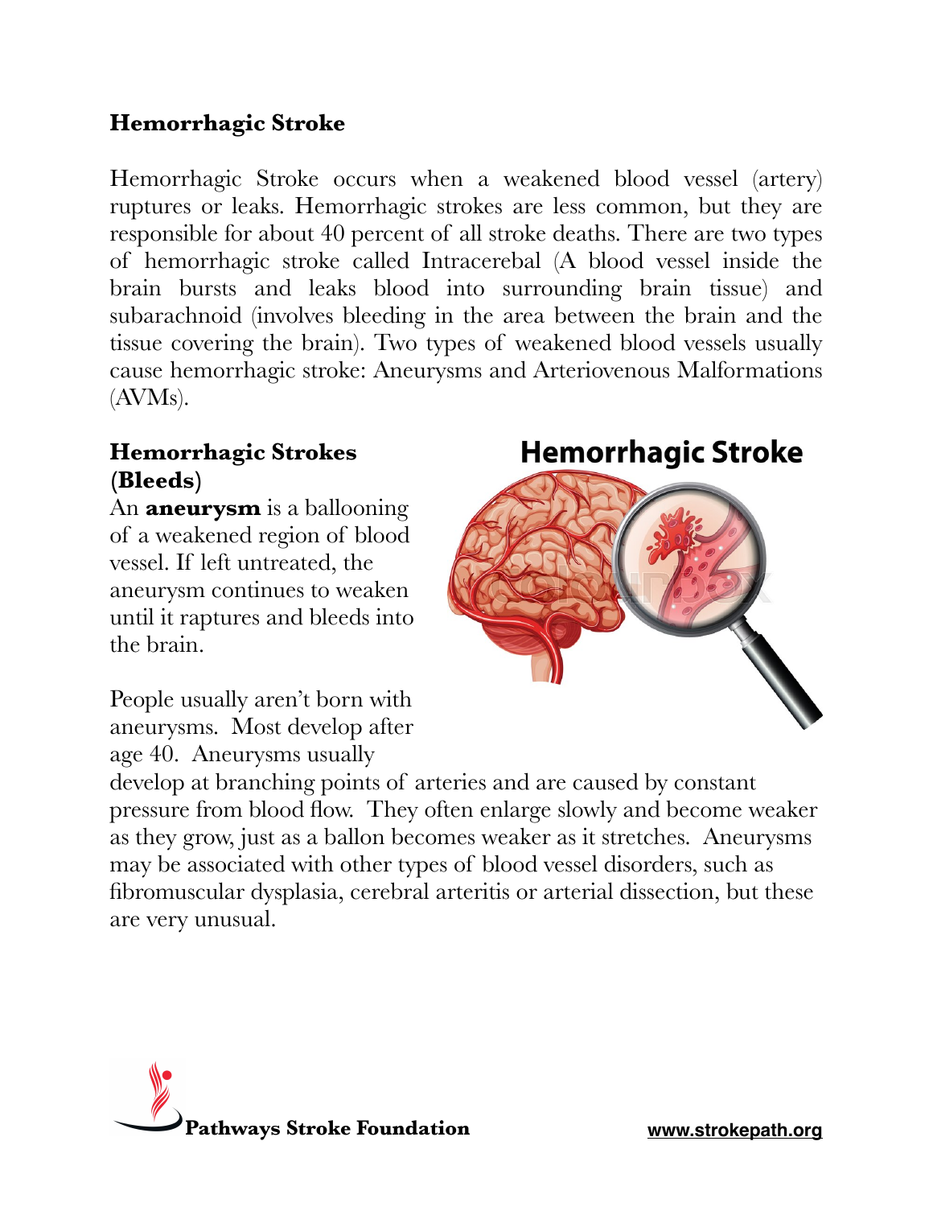## Hemorrhagic Stroke

Hemorrhagic Stroke occurs when a weakened blood vessel (artery) ruptures or leaks. Hemorrhagic strokes are less common, but they are responsible for about 40 percent of all stroke deaths. There are two types of hemorrhagic stroke called Intracerebal (A blood vessel inside the brain bursts and leaks blood into surrounding brain tissue) and subarachnoid (involves bleeding in the area between the brain and the tissue covering the brain). Two types of weakened blood vessels usually cause hemorrhagic stroke: Aneurysms and Arteriovenous Malformations (AVMs).

### Hemorrhagic Strokes (Bleeds)

An **aneurysm** is a ballooning of a weakened region of blood vessel. If left untreated, the aneurysm continues to weaken until it raptures and bleeds into the brain.

People usually aren't born with aneurysms. Most develop after age 40. Aneurysms usually develop at branching points of arteries and are caused by constant pressure from blood flow. They often enlarge slowly and become weaker as they grow, just as a ballon becomes weaker as it stretches. Aneurysms may be associated with other types of blood vessel disorders, such as fibromuscular dysplasia, cerebral arteritis or arterial dissection, but these are very unusual.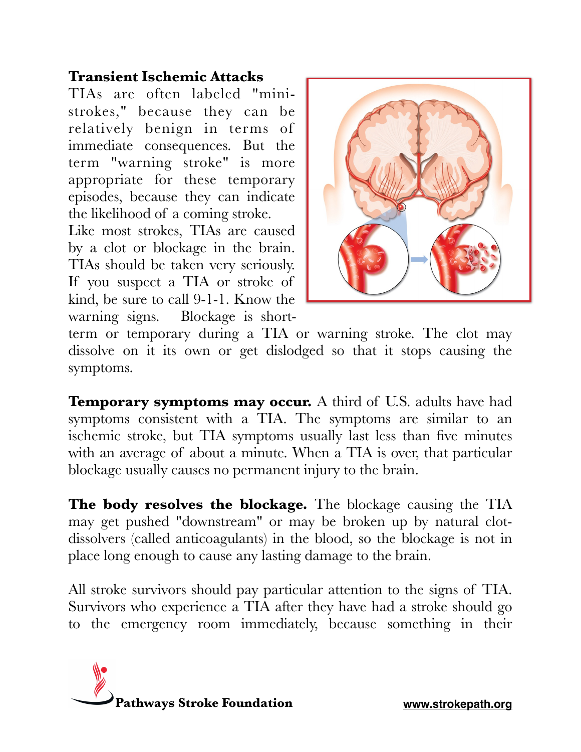**Transient Ischemic Attacks**

TIAs are often labeled "mini-strokes," because they can be relatively benign in terms of immediate consequences. But the term "warning stroke" is more appropriate for these temporary episodes, because they can indicate the likelihood of a coming stroke.

Like most strokes, TIAs are caused by a clot or blockage in the brain. TIAs should be taken very seriously. If you suspect a TIA or stroke of kind, be sure to call 9-1-1. Know the warning signs. Blockage is short-term or temporary during a TIA or warning stroke. The clot may dissolve on it its own or get dislodged so that it stops causing the symptoms.

**Temporary symptoms may occur.** A third of U.S. adults have had symptoms consistent with a TIA. The symptoms are similar to an ischemic stroke, but TIA symptoms usually last less than five minutes with an average of about a minute. When a TIA is over, that particular blockage usually causes no permanent injury to the brain.

**The body resolves the blockage.** The blockage causing the TIA may get pushed "downstream" or may be broken up by natural clot-dissolvers (called anticoagulants) in the blood, so the blockage is not in place long enough to cause any lasting damage to the brain.

All stroke survivors should pay particular attention to the signs of TIA. Survivors who experience a TIA after they have had a stroke should go to the emergency room immediately, because something in their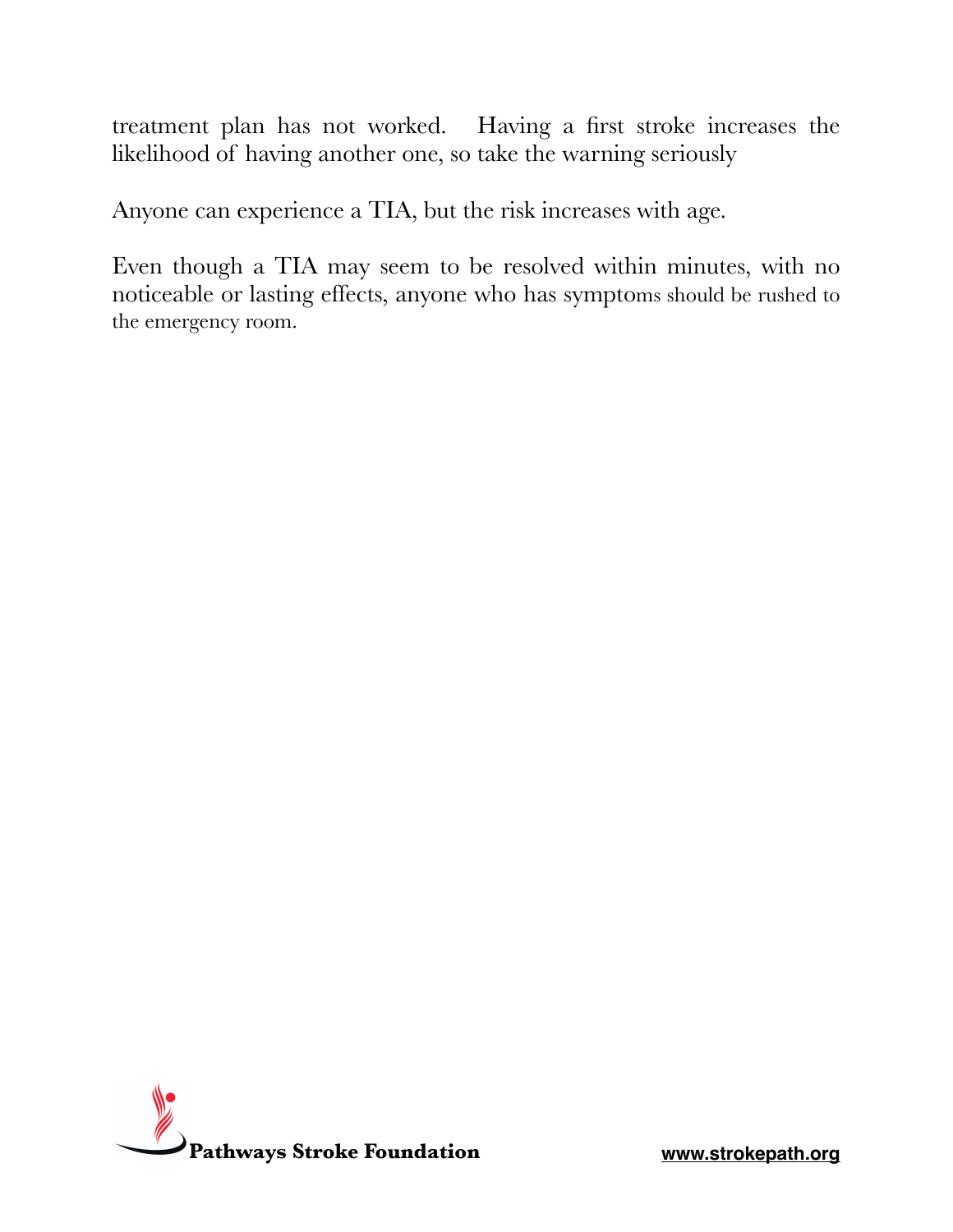treatment plan has not worked. Having a first stroke increases the likelihood of having another one, so take the warning seriously

Anyone can experience a TIA, but the risk increases with age.

Even though a TIA may seem to be resolved within minutes, with no noticeable or lasting effects, anyone who has symptoms should be rushed to the emergency room.